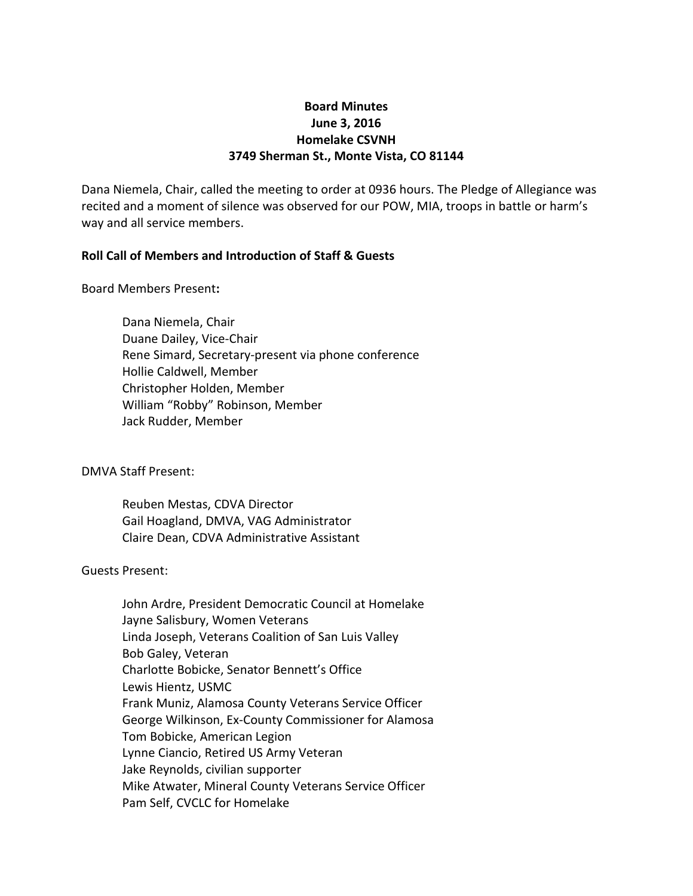# Board Minutes
## June 3, 2016
## Homelake CSVNH
## 3749 Sherman St., Monte Vista, CO 81144

Dana Niemela, Chair, called the meeting to order at 0936 hours. The Pledge of Allegiance was recited and a moment of silence was observed for our POW, MIA, troops in battle or harm's way and all service members.

**Roll Call of Members and Introduction of Staff & Guests**

Board Members Present**:**

Dana Niemela, Chair
Duane Dailey, Vice-Chair
Rene Simard, Secretary-present via phone conference
Hollie Caldwell, Member
Christopher Holden, Member
William "Robby" Robinson, Member
Jack Rudder, Member

DMVA Staff Present:

Reuben Mestas, CDVA Director
Gail Hoagland, DMVA, VAG Administrator
Claire Dean, CDVA Administrative Assistant

Guests Present:

John Ardre, President Democratic Council at Homelake
Jayne Salisbury, Women Veterans
Linda Joseph, Veterans Coalition of San Luis Valley
Bob Galey, Veteran
Charlotte Bobicke, Senator Bennett's Office
Lewis Hientz, USMC
Frank Muniz, Alamosa County Veterans Service Officer
George Wilkinson, Ex-County Commissioner for Alamosa
Tom Bobicke, American Legion
Lynne Ciancio, Retired US Army Veteran
Jake Reynolds, civilian supporter
Mike Atwater, Mineral County Veterans Service Officer
Pam Self, CVCLC for Homelake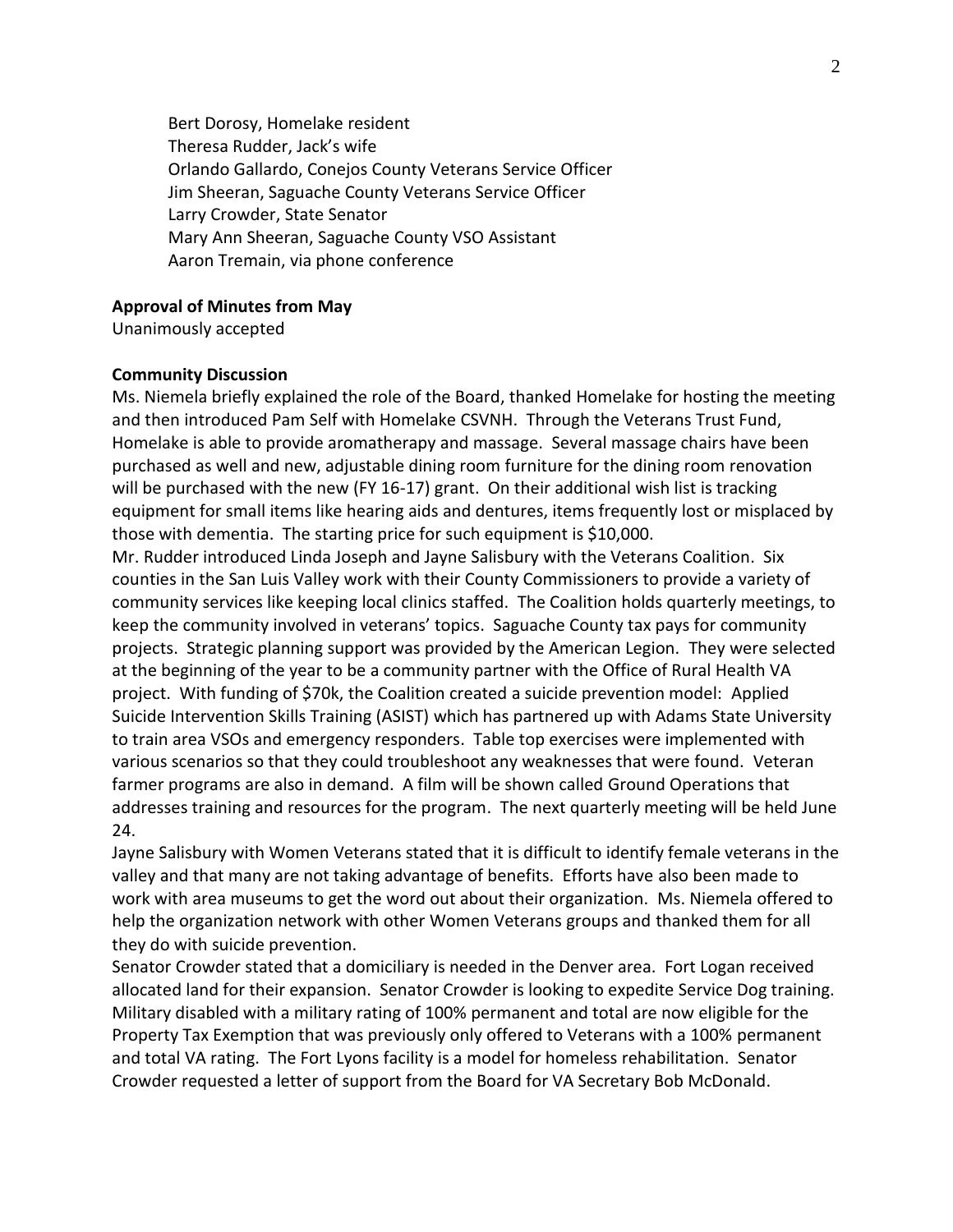Bert Dorosy, Homelake resident
Theresa Rudder, Jack's wife
Orlando Gallardo, Conejos County Veterans Service Officer
Jim Sheeran, Saguache County Veterans Service Officer
Larry Crowder, State Senator
Mary Ann Sheeran, Saguache County VSO Assistant
Aaron Tremain, via phone conference

**Approval of Minutes from May**
Unanimously accepted

**Community Discussion**
Ms. Niemela briefly explained the role of the Board, thanked Homelake for hosting the meeting and then introduced Pam Self with Homelake CSVNH. Through the Veterans Trust Fund, Homelake is able to provide aromatherapy and massage. Several massage chairs have been purchased as well and new, adjustable dining room furniture for the dining room renovation will be purchased with the new (FY 16-17) grant. On their additional wish list is tracking equipment for small items like hearing aids and dentures, items frequently lost or misplaced by those with dementia. The starting price for such equipment is $10,000.
Mr. Rudder introduced Linda Joseph and Jayne Salisbury with the Veterans Coalition. Six counties in the San Luis Valley work with their County Commissioners to provide a variety of community services like keeping local clinics staffed. The Coalition holds quarterly meetings, to keep the community involved in veterans' topics. Saguache County tax pays for community projects. Strategic planning support was provided by the American Legion. They were selected at the beginning of the year to be a community partner with the Office of Rural Health VA project. With funding of $70k, the Coalition created a suicide prevention model: Applied Suicide Intervention Skills Training (ASIST) which has partnered up with Adams State University to train area VSOs and emergency responders. Table top exercises were implemented with various scenarios so that they could troubleshoot any weaknesses that were found. Veteran farmer programs are also in demand. A film will be shown called Ground Operations that addresses training and resources for the program. The next quarterly meeting will be held June 24.
Jayne Salisbury with Women Veterans stated that it is difficult to identify female veterans in the valley and that many are not taking advantage of benefits. Efforts have also been made to work with area museums to get the word out about their organization. Ms. Niemela offered to help the organization network with other Women Veterans groups and thanked them for all they do with suicide prevention.
Senator Crowder stated that a domiciliary is needed in the Denver area. Fort Logan received allocated land for their expansion. Senator Crowder is looking to expedite Service Dog training. Military disabled with a military rating of 100% permanent and total are now eligible for the Property Tax Exemption that was previously only offered to Veterans with a 100% permanent and total VA rating. The Fort Lyons facility is a model for homeless rehabilitation. Senator Crowder requested a letter of support from the Board for VA Secretary Bob McDonald.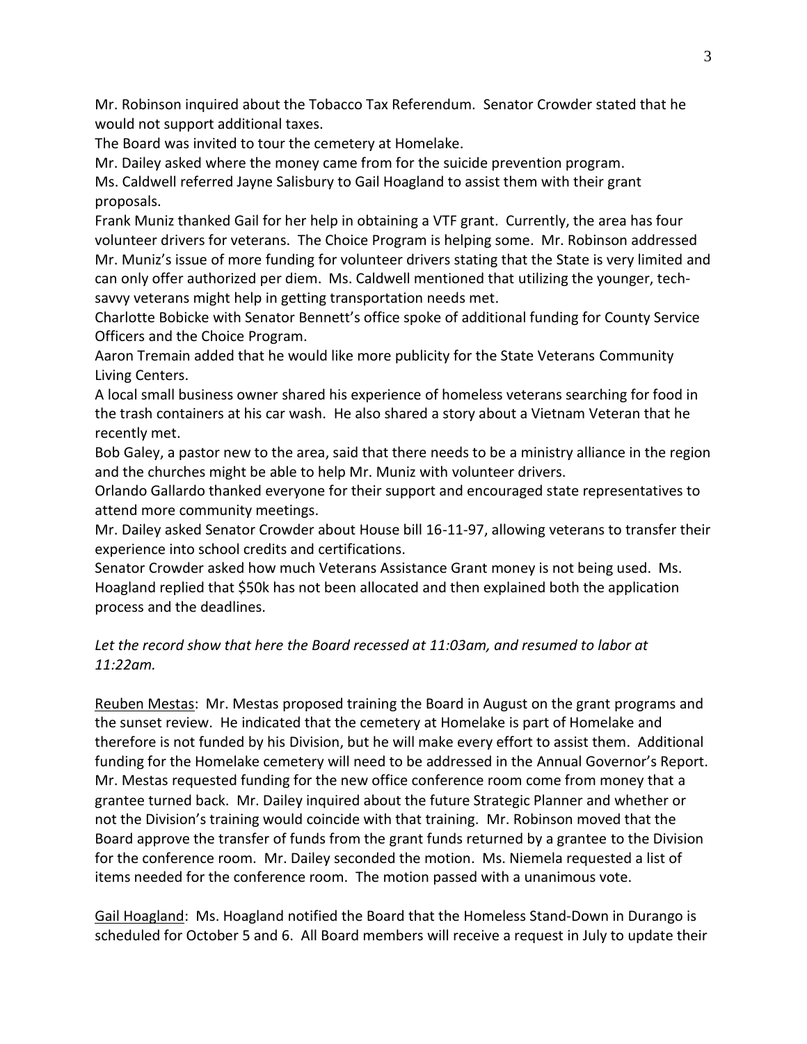Mr. Robinson inquired about the Tobacco Tax Referendum. Senator Crowder stated that he would not support additional taxes.

The Board was invited to tour the cemetery at Homelake.

Mr. Dailey asked where the money came from for the suicide prevention program.

Ms. Caldwell referred Jayne Salisbury to Gail Hoagland to assist them with their grant proposals.

Frank Muniz thanked Gail for her help in obtaining a VTF grant. Currently, the area has four volunteer drivers for veterans. The Choice Program is helping some. Mr. Robinson addressed Mr. Muniz's issue of more funding for volunteer drivers stating that the State is very limited and can only offer authorized per diem. Ms. Caldwell mentioned that utilizing the younger, tech-savvy veterans might help in getting transportation needs met.

Charlotte Bobicke with Senator Bennett's office spoke of additional funding for County Service Officers and the Choice Program.

Aaron Tremain added that he would like more publicity for the State Veterans Community Living Centers.

A local small business owner shared his experience of homeless veterans searching for food in the trash containers at his car wash. He also shared a story about a Vietnam Veteran that he recently met.

Bob Galey, a pastor new to the area, said that there needs to be a ministry alliance in the region and the churches might be able to help Mr. Muniz with volunteer drivers.

Orlando Gallardo thanked everyone for their support and encouraged state representatives to attend more community meetings.

Mr. Dailey asked Senator Crowder about House bill 16-11-97, allowing veterans to transfer their experience into school credits and certifications.

Senator Crowder asked how much Veterans Assistance Grant money is not being used. Ms. Hoagland replied that $50k has not been allocated and then explained both the application process and the deadlines.

*Let the record show that here the Board recessed at 11:03am, and resumed to labor at 11:22am.*

Reuben Mestas: Mr. Mestas proposed training the Board in August on the grant programs and the sunset review. He indicated that the cemetery at Homelake is part of Homelake and therefore is not funded by his Division, but he will make every effort to assist them. Additional funding for the Homelake cemetery will need to be addressed in the Annual Governor's Report. Mr. Mestas requested funding for the new office conference room come from money that a grantee turned back. Mr. Dailey inquired about the future Strategic Planner and whether or not the Division's training would coincide with that training. Mr. Robinson moved that the Board approve the transfer of funds from the grant funds returned by a grantee to the Division for the conference room. Mr. Dailey seconded the motion. Ms. Niemela requested a list of items needed for the conference room. The motion passed with a unanimous vote.

Gail Hoagland: Ms. Hoagland notified the Board that the Homeless Stand-Down in Durango is scheduled for October 5 and 6. All Board members will receive a request in July to update their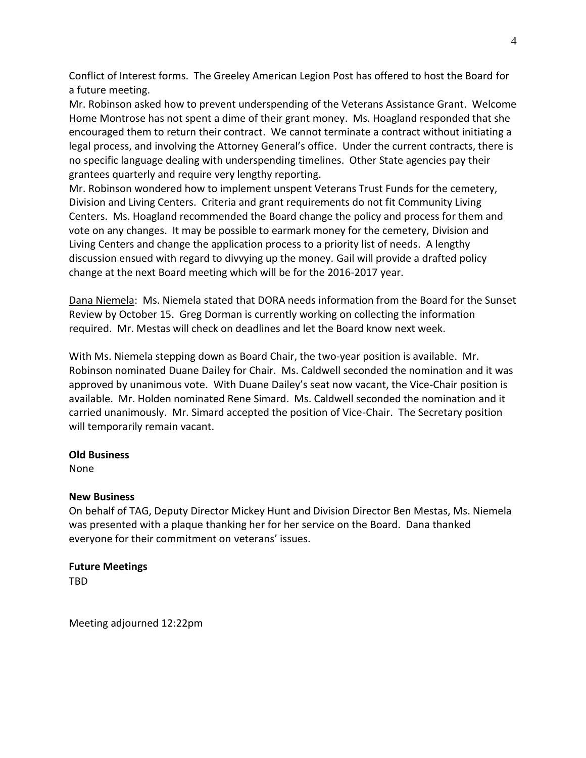Conflict of Interest forms. The Greeley American Legion Post has offered to host the Board for a future meeting.

Mr. Robinson asked how to prevent underspending of the Veterans Assistance Grant. Welcome Home Montrose has not spent a dime of their grant money. Ms. Hoagland responded that she encouraged them to return their contract. We cannot terminate a contract without initiating a legal process, and involving the Attorney General's office. Under the current contracts, there is no specific language dealing with underspending timelines. Other State agencies pay their grantees quarterly and require very lengthy reporting.

Mr. Robinson wondered how to implement unspent Veterans Trust Funds for the cemetery, Division and Living Centers. Criteria and grant requirements do not fit Community Living Centers. Ms. Hoagland recommended the Board change the policy and process for them and vote on any changes. It may be possible to earmark money for the cemetery, Division and Living Centers and change the application process to a priority list of needs. A lengthy discussion ensued with regard to divvying up the money. Gail will provide a drafted policy change at the next Board meeting which will be for the 2016-2017 year.

<u>Dana Niemela</u>: Ms. Niemela stated that DORA needs information from the Board for the Sunset Review by October 15. Greg Dorman is currently working on collecting the information required. Mr. Mestas will check on deadlines and let the Board know next week.

With Ms. Niemela stepping down as Board Chair, the two-year position is available. Mr. Robinson nominated Duane Dailey for Chair. Ms. Caldwell seconded the nomination and it was approved by unanimous vote. With Duane Dailey's seat now vacant, the Vice-Chair position is available. Mr. Holden nominated Rene Simard. Ms. Caldwell seconded the nomination and it carried unanimously. Mr. Simard accepted the position of Vice-Chair. The Secretary position will temporarily remain vacant.

**Old Business**

None

**New Business**

On behalf of TAG, Deputy Director Mickey Hunt and Division Director Ben Mestas, Ms. Niemela was presented with a plaque thanking her for her service on the Board. Dana thanked everyone for their commitment on veterans' issues.

**Future Meetings**

TBD

Meeting adjourned 12:22pm